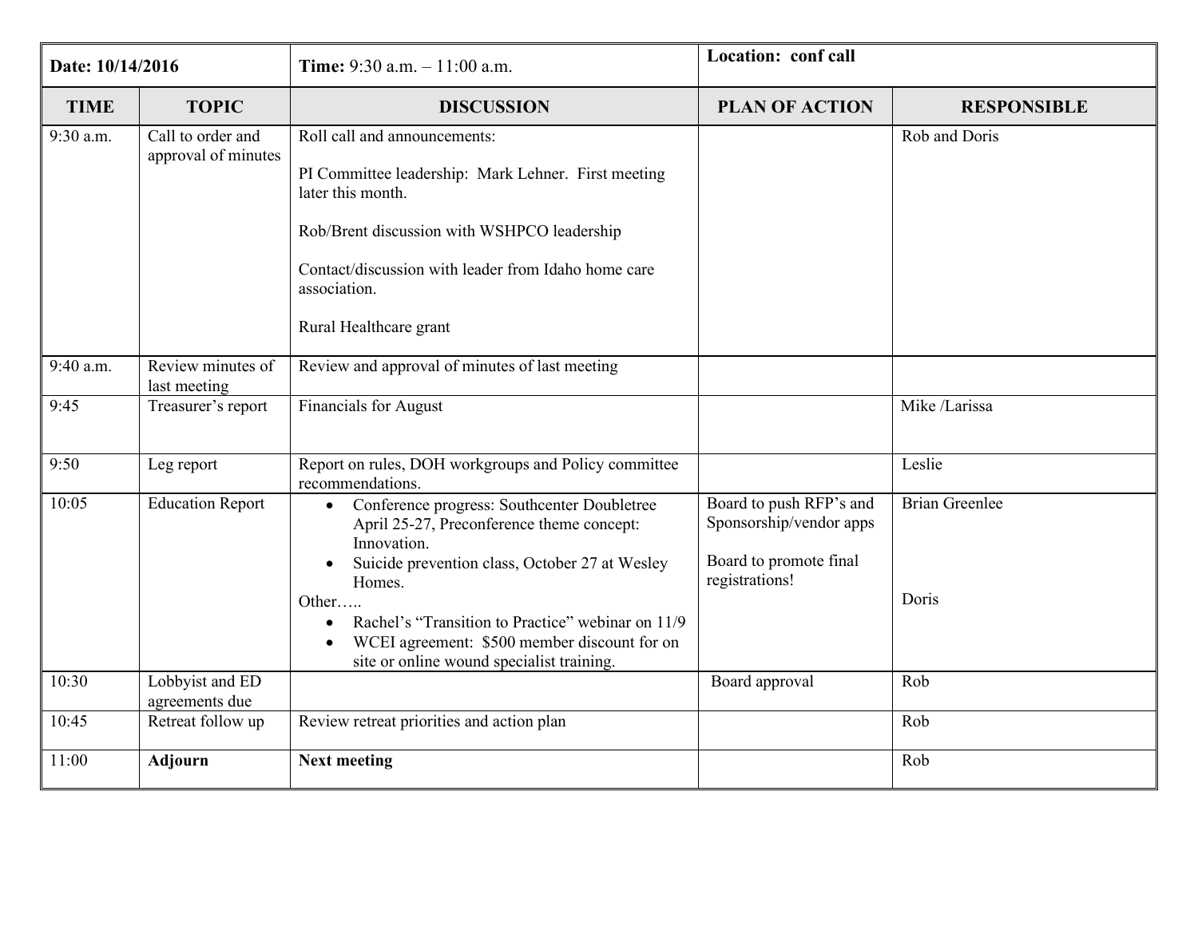| Date: 10/14/2016 | | Time: 9:30 a.m. – 11:00 a.m. | Location: conf call | |
|---|---|---|---|---|
| **TIME** | **TOPIC** | **DISCUSSION** | **PLAN OF ACTION** | **RESPONSIBLE** |
| 9:30 a.m. | Call to order and approval of minutes | Roll call and announcements:<br><br>PI Committee leadership: Mark Lehner. First meeting later this month.<br><br>Rob/Brent discussion with WSHPCO leadership<br><br>Contact/discussion with leader from Idaho home care association.<br><br>Rural Healthcare grant | | Rob and Doris |
| 9:40 a.m. | Review minutes of last meeting | Review and approval of minutes of last meeting | | |
| 9:45 | Treasurer's report | Financials for August | | Mike /Larissa |
| 9:50 | Leg report | Report on rules, DOH workgroups and Policy committee recommendations. | | Leslie |
| 10:05 | Education Report | • Conference progress: Southcenter Doubletree April 25-27, Preconference theme concept: Innovation.<br>• Suicide prevention class, October 27 at Wesley Homes.<br>Other…..<br>• Rachel's "Transition to Practice" webinar on 11/9<br>• WCEI agreement: $500 member discount for on site or online wound specialist training. | Board to push RFP's and Sponsorship/vendor apps<br><br>Board to promote final registrations! | Brian Greenlee<br><br><br>Doris |
| 10:30 | Lobbyist and ED agreements due | | Board approval | Rob |
| 10:45 | Retreat follow up | Review retreat priorities and action plan | | Rob |
| 11:00 | **Adjourn** | **Next meeting** | | Rob |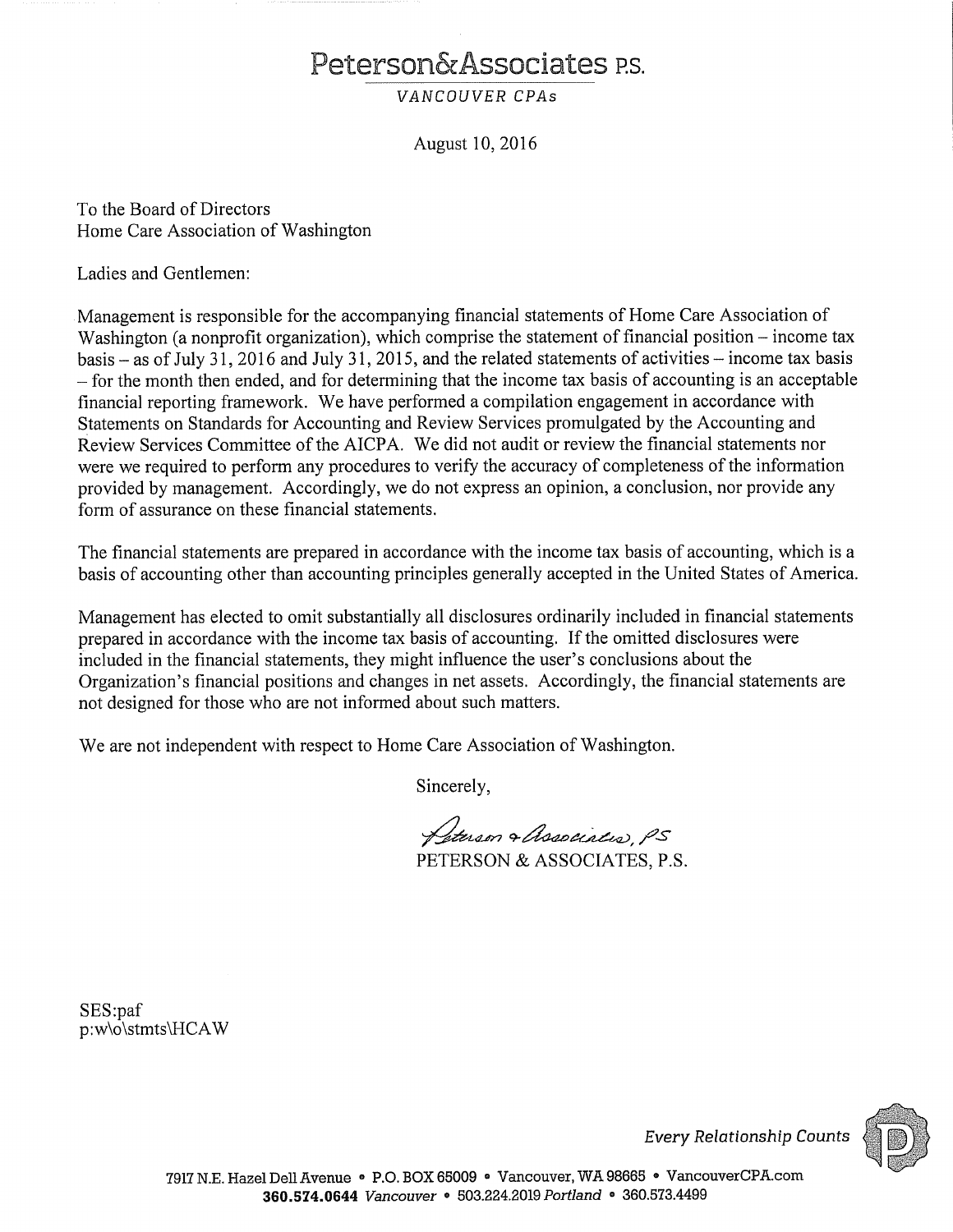# Peterson&Associates P.S.

*VANCOUVER CPAs*

August 10, 2016

To the Board of Directors
Home Care Association of Washington

Ladies and Gentlemen:

Management is responsible for the accompanying financial statements of Home Care Association of Washington (a nonprofit organization), which comprise the statement of financial position – income tax basis – as of July 31, 2016 and July 31, 2015, and the related statements of activities – income tax basis – for the month then ended, and for determining that the income tax basis of accounting is an acceptable financial reporting framework. We have performed a compilation engagement in accordance with Statements on Standards for Accounting and Review Services promulgated by the Accounting and Review Services Committee of the AICPA. We did not audit or review the financial statements nor were we required to perform any procedures to verify the accuracy of completeness of the information provided by management. Accordingly, we do not express an opinion, a conclusion, nor provide any form of assurance on these financial statements.

The financial statements are prepared in accordance with the income tax basis of accounting, which is a basis of accounting other than accounting principles generally accepted in the United States of America.

Management has elected to omit substantially all disclosures ordinarily included in financial statements prepared in accordance with the income tax basis of accounting. If the omitted disclosures were included in the financial statements, they might influence the user's conclusions about the Organization's financial positions and changes in net assets. Accordingly, the financial statements are not designed for those who are not informed about such matters.

We are not independent with respect to Home Care Association of Washington.

Sincerely,

*Peterson & Associates, PS*
PETERSON & ASSOCIATES, P.S.

SES:paf
p:w\o\stmts\HCAW

*Every Relationship Counts*

7917 N.E. Hazel Dell Avenue • P.O. BOX 65009 • Vancouver, WA 98665 • VancouverCPA.com
**360.574.0644** *Vancouver* • 503.224.2019 *Portland* • 360.573.4499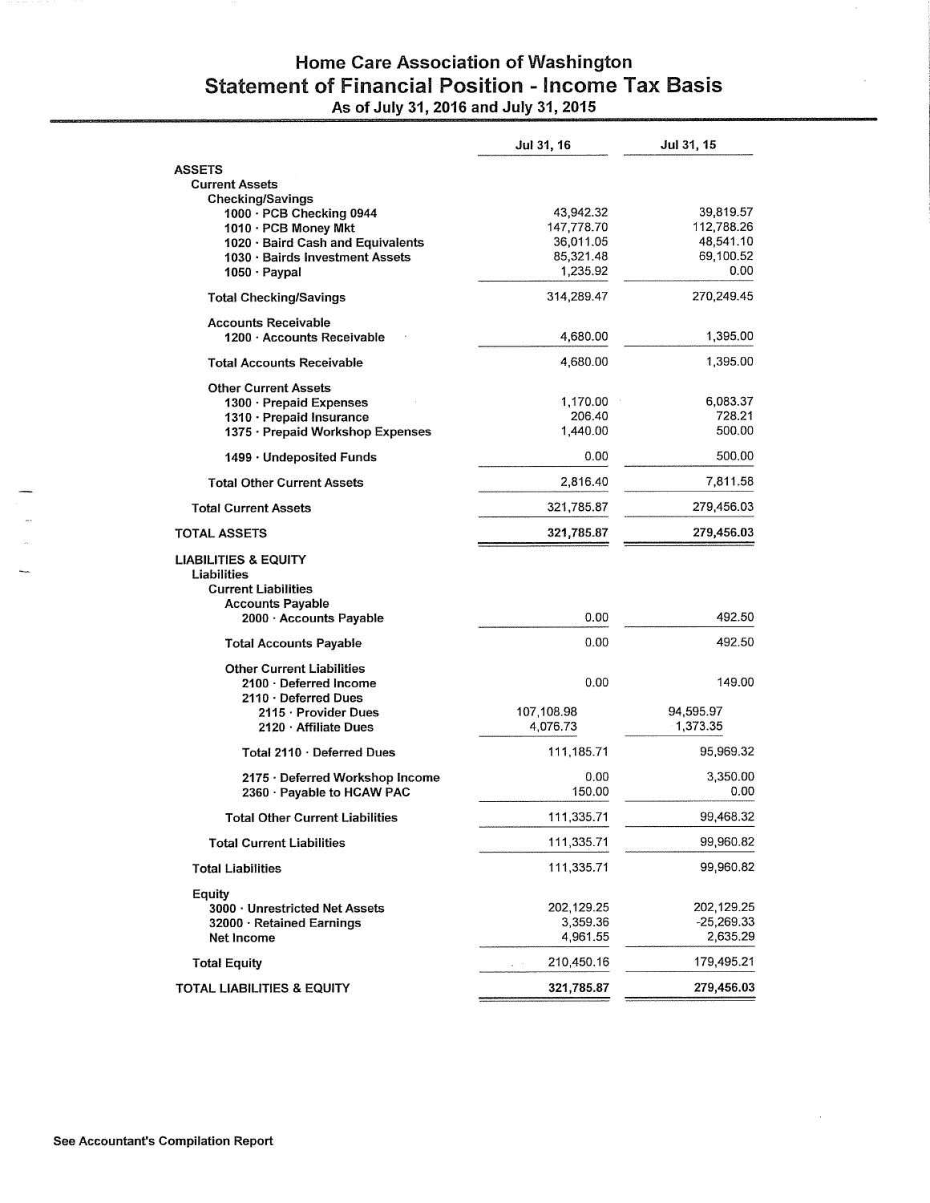# Home Care Association of Washington
## Statement of Financial Position - Income Tax Basis
### As of July 31, 2016 and July 31, 2015

| | Jul 31, 16 | Jul 31, 15 |
|---|---|---|
| **ASSETS** | | |
| **Current Assets** | | |
| **Checking/Savings** | | |
| 1000 · PCB Checking 0944 | 43,942.32 | 39,819.57 |
| 1010 · PCB Money Mkt | 147,778.70 | 112,788.26 |
| 1020 · Baird Cash and Equivalents | 36,011.05 | 48,541.10 |
| 1030 · Bairds Investment Assets | 85,321.48 | 69,100.52 |
| 1050 · Paypal | 1,235.92 | 0.00 |
| **Total Checking/Savings** | 314,289.47 | 270,249.45 |
| **Accounts Receivable** | | |
| 1200 · Accounts Receivable | 4,680.00 | 1,395.00 |
| **Total Accounts Receivable** | 4,680.00 | 1,395.00 |
| **Other Current Assets** | | |
| 1300 · Prepaid Expenses | 1,170.00 | 6,083.37 |
| 1310 · Prepaid Insurance | 206.40 | 728.21 |
| 1375 · Prepaid Workshop Expenses | 1,440.00 | 500.00 |
| 1499 · Undeposited Funds | 0.00 | 500.00 |
| **Total Other Current Assets** | 2,816.40 | 7,811.58 |
| **Total Current Assets** | 321,785.87 | 279,456.03 |
| **TOTAL ASSETS** | **321,785.87** | **279,456.03** |
| **LIABILITIES & EQUITY** | | |
| **Liabilities** | | |
| **Current Liabilities** | | |
| **Accounts Payable** | | |
| 2000 · Accounts Payable | 0.00 | 492.50 |
| **Total Accounts Payable** | 0.00 | 492.50 |
| **Other Current Liabilities** | | |
| 2100 · Deferred Income | 0.00 | 149.00 |
| 2110 · Deferred Dues | | |
| 2115 · Provider Dues | 107,108.98 | 94,595.97 |
| 2120 · Affiliate Dues | 4,076.73 | 1,373.35 |
| **Total 2110 · Deferred Dues** | 111,185.71 | 95,969.32 |
| 2175 · Deferred Workshop Income | 0.00 | 3,350.00 |
| 2360 · Payable to HCAW PAC | 150.00 | 0.00 |
| **Total Other Current Liabilities** | 111,335.71 | 99,468.32 |
| **Total Current Liabilities** | 111,335.71 | 99,960.82 |
| **Total Liabilities** | 111,335.71 | 99,960.82 |
| **Equity** | | |
| 3000 · Unrestricted Net Assets | 202,129.25 | 202,129.25 |
| 32000 · Retained Earnings | 3,359.36 | -25,269.33 |
| Net Income | 4,961.55 | 2,635.29 |
| **Total Equity** | 210,450.16 | 179,495.21 |
| **TOTAL LIABILITIES & EQUITY** | **321,785.87** | **279,456.03** |

See Accountant's Compilation Report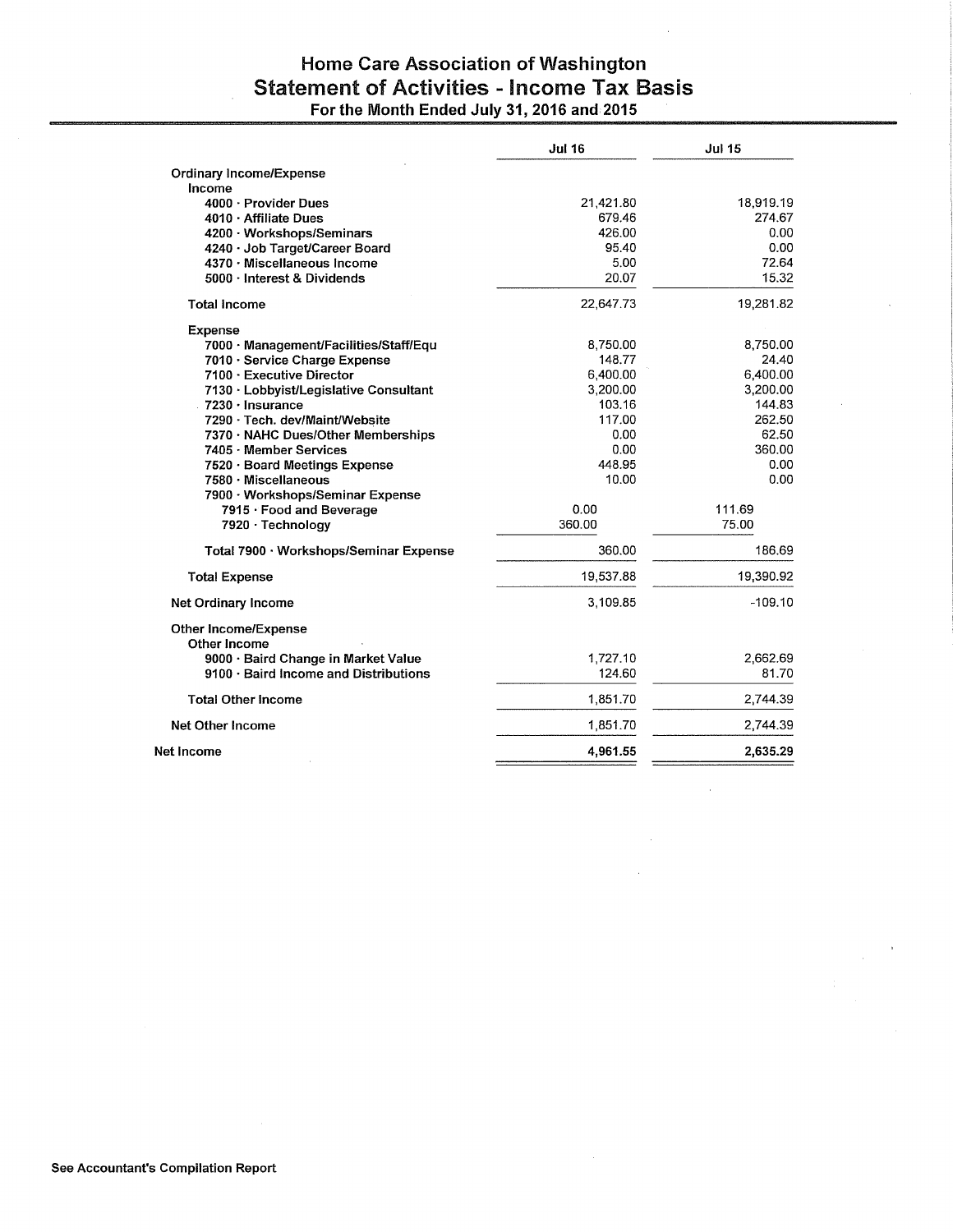# Home Care Association of Washington
## Statement of Activities - Income Tax Basis
### For the Month Ended July 31, 2016 and 2015

| | Jul 16 | Jul 15 |
|---|---|---|
| **Ordinary Income/Expense** | | |
| **Income** | | |
| 4000 · Provider Dues | 21,421.80 | 18,919.19 |
| 4010 · Affiliate Dues | 679.46 | 274.67 |
| 4200 · Workshops/Seminars | 426.00 | 0.00 |
| 4240 · Job Target/Career Board | 95.40 | 0.00 |
| 4370 · Miscellaneous Income | 5.00 | 72.64 |
| 5000 · Interest & Dividends | 20.07 | 15.32 |
| **Total Income** | 22,647.73 | 19,281.82 |
| **Expense** | | |
| 7000 · Management/Facilities/Staff/Equ | 8,750.00 | 8,750.00 |
| 7010 · Service Charge Expense | 148.77 | 24.40 |
| 7100 · Executive Director | 6,400.00 | 6,400.00 |
| 7130 · Lobbyist/Legislative Consultant | 3,200.00 | 3,200.00 |
| 7230 · Insurance | 103.16 | 144.83 |
| 7290 · Tech. dev/Maint/Website | 117.00 | 262.50 |
| 7370 · NAHC Dues/Other Memberships | 0.00 | 62.50 |
| 7405 · Member Services | 0.00 | 360.00 |
| 7520 · Board Meetings Expense | 448.95 | 0.00 |
| 7580 · Miscellaneous | 10.00 | 0.00 |
| 7900 · Workshops/Seminar Expense | | |
| 7915 · Food and Beverage | 0.00 | 111.69 |
| 7920 · Technology | 360.00 | 75.00 |
| **Total 7900 · Workshops/Seminar Expense** | 360.00 | 186.69 |
| **Total Expense** | 19,537.88 | 19,390.92 |
| **Net Ordinary Income** | 3,109.85 | -109.10 |
| **Other Income/Expense** | | |
| **Other Income** | | |
| 9000 · Baird Change in Market Value | 1,727.10 | 2,662.69 |
| 9100 · Baird Income and Distributions | 124.60 | 81.70 |
| **Total Other Income** | 1,851.70 | 2,744.39 |
| **Net Other Income** | 1,851.70 | 2,744.39 |
| **Net Income** | **4,961.55** | **2,635.29** |

**See Accountant's Compilation Report**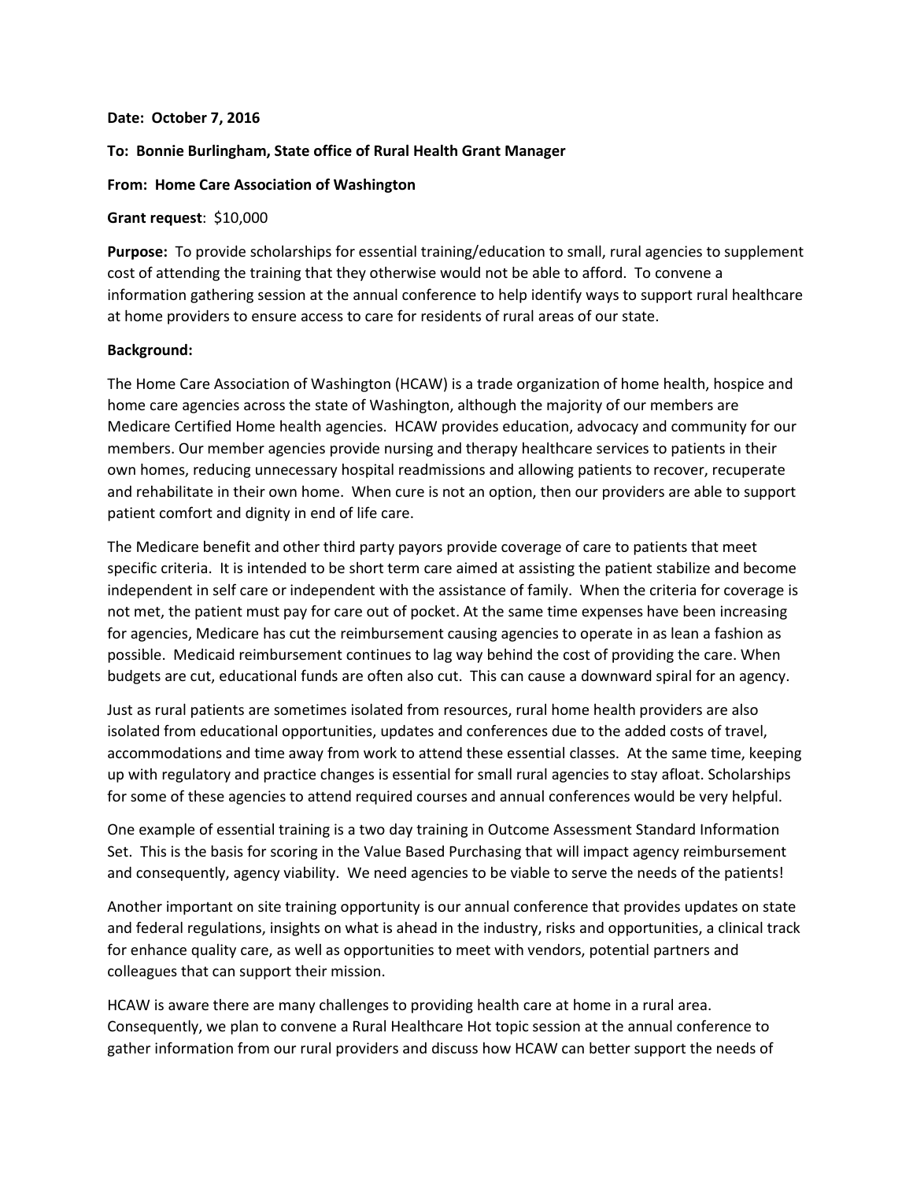**Date: October 7, 2016**

**To: Bonnie Burlingham, State office of Rural Health Grant Manager**

**From: Home Care Association of Washington**

**Grant request**: $10,000

**Purpose:** To provide scholarships for essential training/education to small, rural agencies to supplement cost of attending the training that they otherwise would not be able to afford. To convene a information gathering session at the annual conference to help identify ways to support rural healthcare at home providers to ensure access to care for residents of rural areas of our state.

**Background:**

The Home Care Association of Washington (HCAW) is a trade organization of home health, hospice and home care agencies across the state of Washington, although the majority of our members are Medicare Certified Home health agencies. HCAW provides education, advocacy and community for our members. Our member agencies provide nursing and therapy healthcare services to patients in their own homes, reducing unnecessary hospital readmissions and allowing patients to recover, recuperate and rehabilitate in their own home. When cure is not an option, then our providers are able to support patient comfort and dignity in end of life care.

The Medicare benefit and other third party payors provide coverage of care to patients that meet specific criteria. It is intended to be short term care aimed at assisting the patient stabilize and become independent in self care or independent with the assistance of family. When the criteria for coverage is not met, the patient must pay for care out of pocket. At the same time expenses have been increasing for agencies, Medicare has cut the reimbursement causing agencies to operate in as lean a fashion as possible. Medicaid reimbursement continues to lag way behind the cost of providing the care. When budgets are cut, educational funds are often also cut. This can cause a downward spiral for an agency.

Just as rural patients are sometimes isolated from resources, rural home health providers are also isolated from educational opportunities, updates and conferences due to the added costs of travel, accommodations and time away from work to attend these essential classes. At the same time, keeping up with regulatory and practice changes is essential for small rural agencies to stay afloat. Scholarships for some of these agencies to attend required courses and annual conferences would be very helpful.

One example of essential training is a two day training in Outcome Assessment Standard Information Set. This is the basis for scoring in the Value Based Purchasing that will impact agency reimbursement and consequently, agency viability. We need agencies to be viable to serve the needs of the patients!

Another important on site training opportunity is our annual conference that provides updates on state and federal regulations, insights on what is ahead in the industry, risks and opportunities, a clinical track for enhance quality care, as well as opportunities to meet with vendors, potential partners and colleagues that can support their mission.

HCAW is aware there are many challenges to providing health care at home in a rural area. Consequently, we plan to convene a Rural Healthcare Hot topic session at the annual conference to gather information from our rural providers and discuss how HCAW can better support the needs of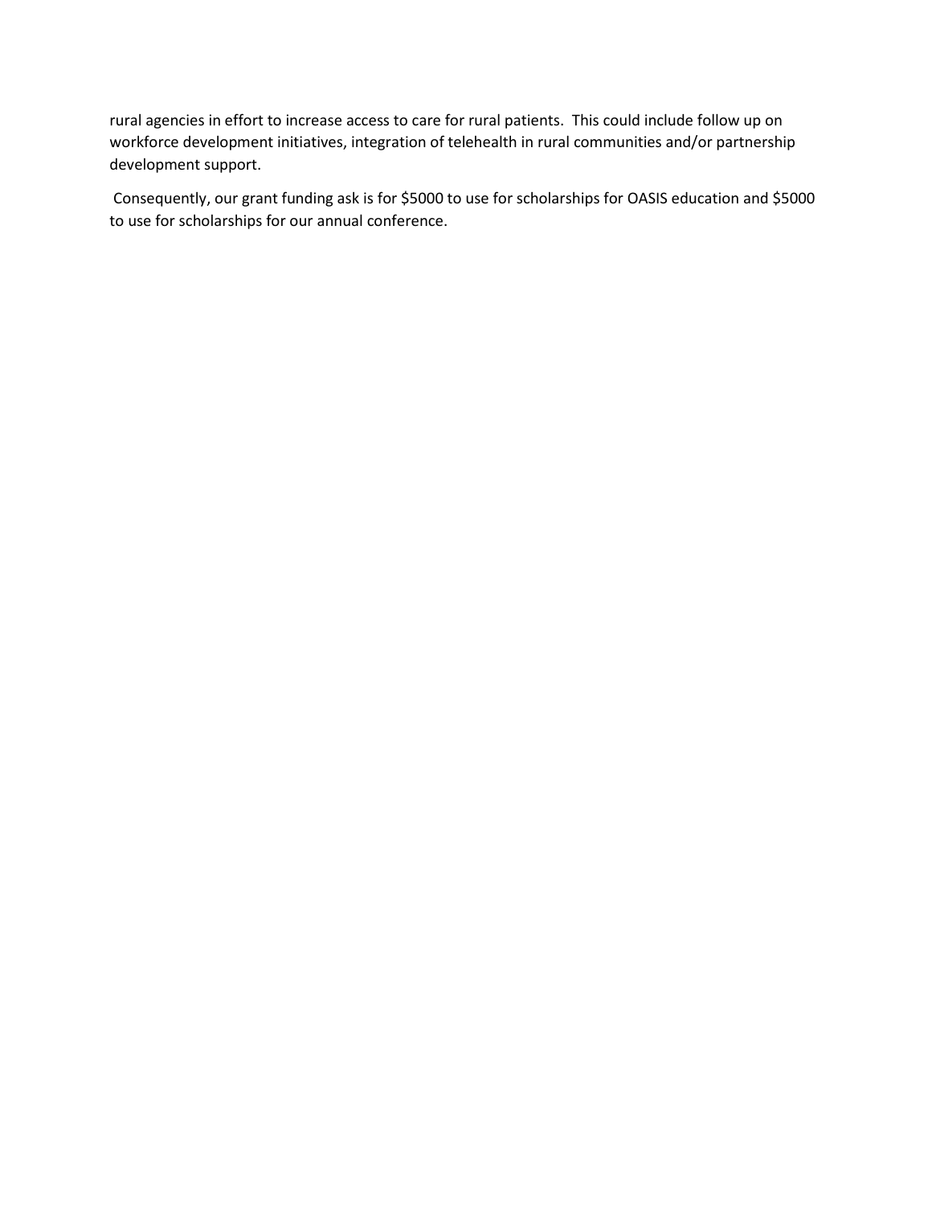rural agencies in effort to increase access to care for rural patients. This could include follow up on workforce development initiatives, integration of telehealth in rural communities and/or partnership development support.

Consequently, our grant funding ask is for $5000 to use for scholarships for OASIS education and $5000 to use for scholarships for our annual conference.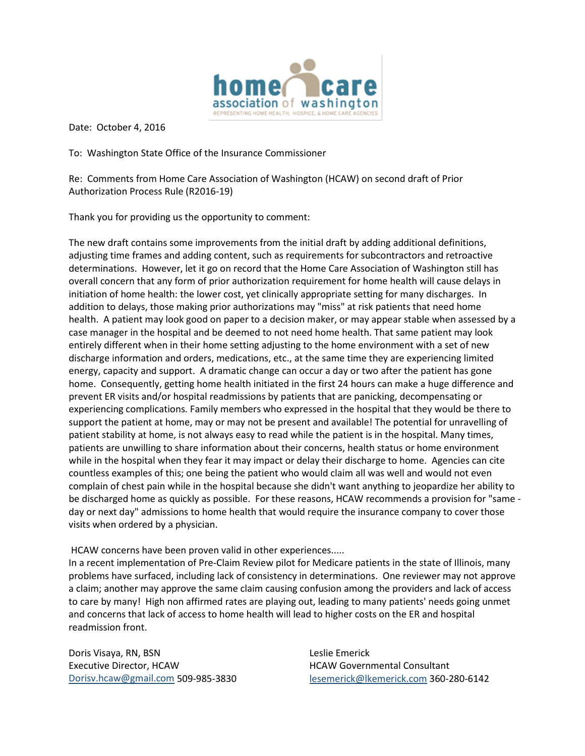**home care association of washington**
REPRESENTING HOME HEALTH, HOSPICE, & HOME CARE AGENCIES

Date: October 4, 2016

To: Washington State Office of the Insurance Commissioner

Re: Comments from Home Care Association of Washington (HCAW) on second draft of Prior Authorization Process Rule (R2016-19)

Thank you for providing us the opportunity to comment:

The new draft contains some improvements from the initial draft by adding additional definitions, adjusting time frames and adding content, such as requirements for subcontractors and retroactive determinations. However, let it go on record that the Home Care Association of Washington still has overall concern that any form of prior authorization requirement for home health will cause delays in initiation of home health: the lower cost, yet clinically appropriate setting for many discharges. In addition to delays, those making prior authorizations may "miss" at risk patients that need home health. A patient may look good on paper to a decision maker, or may appear stable when assessed by a case manager in the hospital and be deemed to not need home health. That same patient may look entirely different when in their home setting adjusting to the home environment with a set of new discharge information and orders, medications, etc., at the same time they are experiencing limited energy, capacity and support. A dramatic change can occur a day or two after the patient has gone home. Consequently, getting home health initiated in the first 24 hours can make a huge difference and prevent ER visits and/or hospital readmissions by patients that are panicking, decompensating or experiencing complications. Family members who expressed in the hospital that they would be there to support the patient at home, may or may not be present and available! The potential for unravelling of patient stability at home, is not always easy to read while the patient is in the hospital. Many times, patients are unwilling to share information about their concerns, health status or home environment while in the hospital when they fear it may impact or delay their discharge to home. Agencies can cite countless examples of this; one being the patient who would claim all was well and would not even complain of chest pain while in the hospital because she didn't want anything to jeopardize her ability to be discharged home as quickly as possible. For these reasons, HCAW recommends a provision for "same - day or next day" admissions to home health that would require the insurance company to cover those visits when ordered by a physician.

HCAW concerns have been proven valid in other experiences.....

In a recent implementation of Pre-Claim Review pilot for Medicare patients in the state of Illinois, many problems have surfaced, including lack of consistency in determinations. One reviewer may not approve a claim; another may approve the same claim causing confusion among the providers and lack of access to care by many! High non affirmed rates are playing out, leading to many patients' needs going unmet and concerns that lack of access to home health will lead to higher costs on the ER and hospital readmission front.

Doris Visaya, RN, BSN
Executive Director, HCAW
Dorisv.hcaw@gmail.com 509-985-3830

Leslie Emerick
HCAW Governmental Consultant
lesemerick@lkemerick.com 360-280-6142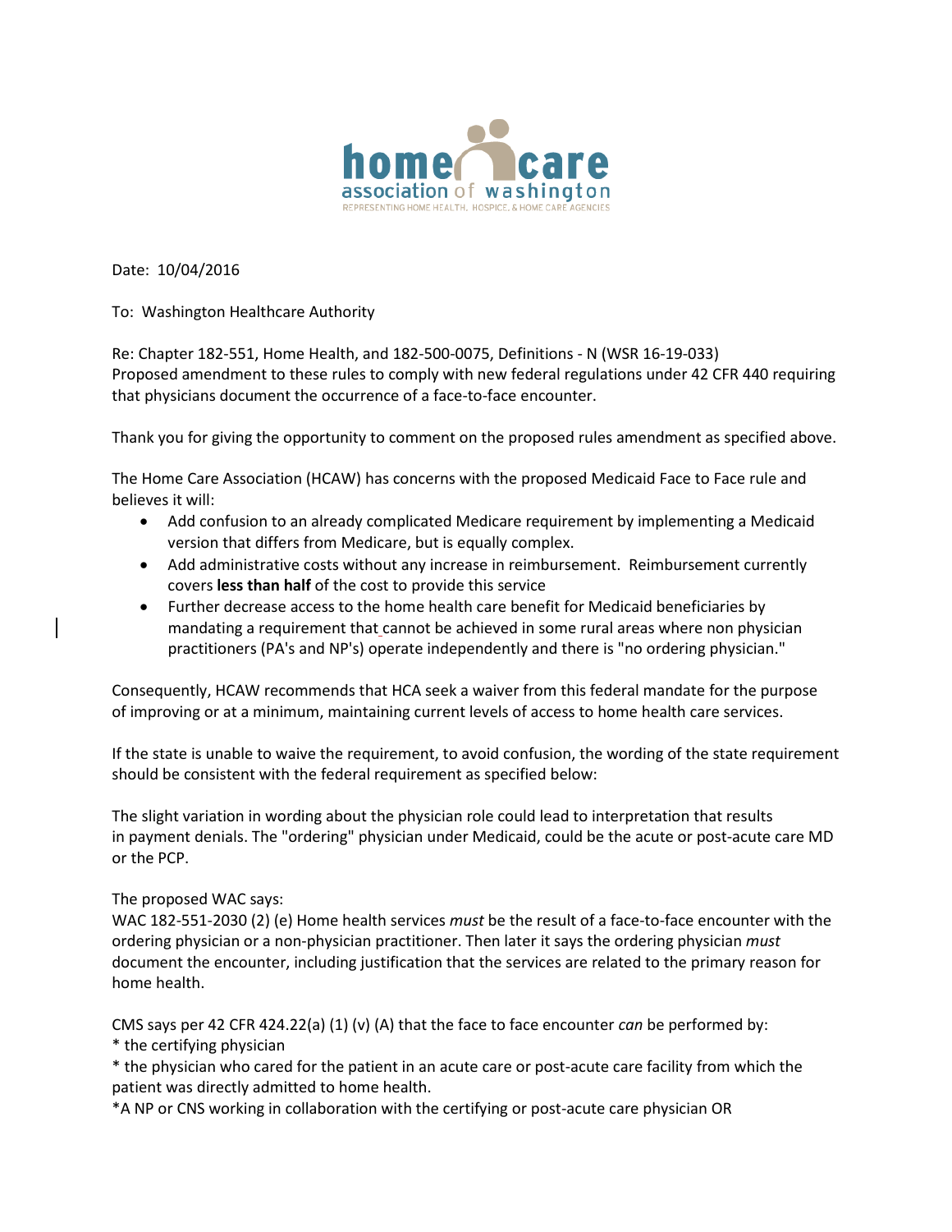home care association of washington
REPRESENTING HOME HEALTH, HOSPICE, & HOME CARE AGENCIES

Date: 10/04/2016

To: Washington Healthcare Authority

Re: Chapter 182-551, Home Health, and 182-500-0075, Definitions - N (WSR 16-19-033)
Proposed amendment to these rules to comply with new federal regulations under 42 CFR 440 requiring that physicians document the occurrence of a face-to-face encounter.

Thank you for giving the opportunity to comment on the proposed rules amendment as specified above.

The Home Care Association (HCAW) has concerns with the proposed Medicaid Face to Face rule and believes it will:

- Add confusion to an already complicated Medicare requirement by implementing a Medicaid version that differs from Medicare, but is equally complex.
- Add administrative costs without any increase in reimbursement. Reimbursement currently covers **less than half** of the cost to provide this service
- Further decrease access to the home health care benefit for Medicaid beneficiaries by mandating a requirement that cannot be achieved in some rural areas where non physician practitioners (PA's and NP's) operate independently and there is "no ordering physician."

Consequently, HCAW recommends that HCA seek a waiver from this federal mandate for the purpose of improving or at a minimum, maintaining current levels of access to home health care services.

If the state is unable to waive the requirement, to avoid confusion, the wording of the state requirement should be consistent with the federal requirement as specified below:

The slight variation in wording about the physician role could lead to interpretation that results in payment denials. The "ordering" physician under Medicaid, could be the acute or post-acute care MD or the PCP.

The proposed WAC says:
WAC 182-551-2030 (2) (e) Home health services *must* be the result of a face-to-face encounter with the ordering physician or a non-physician practitioner. Then later it says the ordering physician *must* document the encounter, including justification that the services are related to the primary reason for home health.

CMS says per 42 CFR 424.22(a) (1) (v) (A) that the face to face encounter *can* be performed by:
* the certifying physician
* the physician who cared for the patient in an acute care or post-acute care facility from which the patient was directly admitted to home health.
*A NP or CNS working in collaboration with the certifying or post-acute care physician OR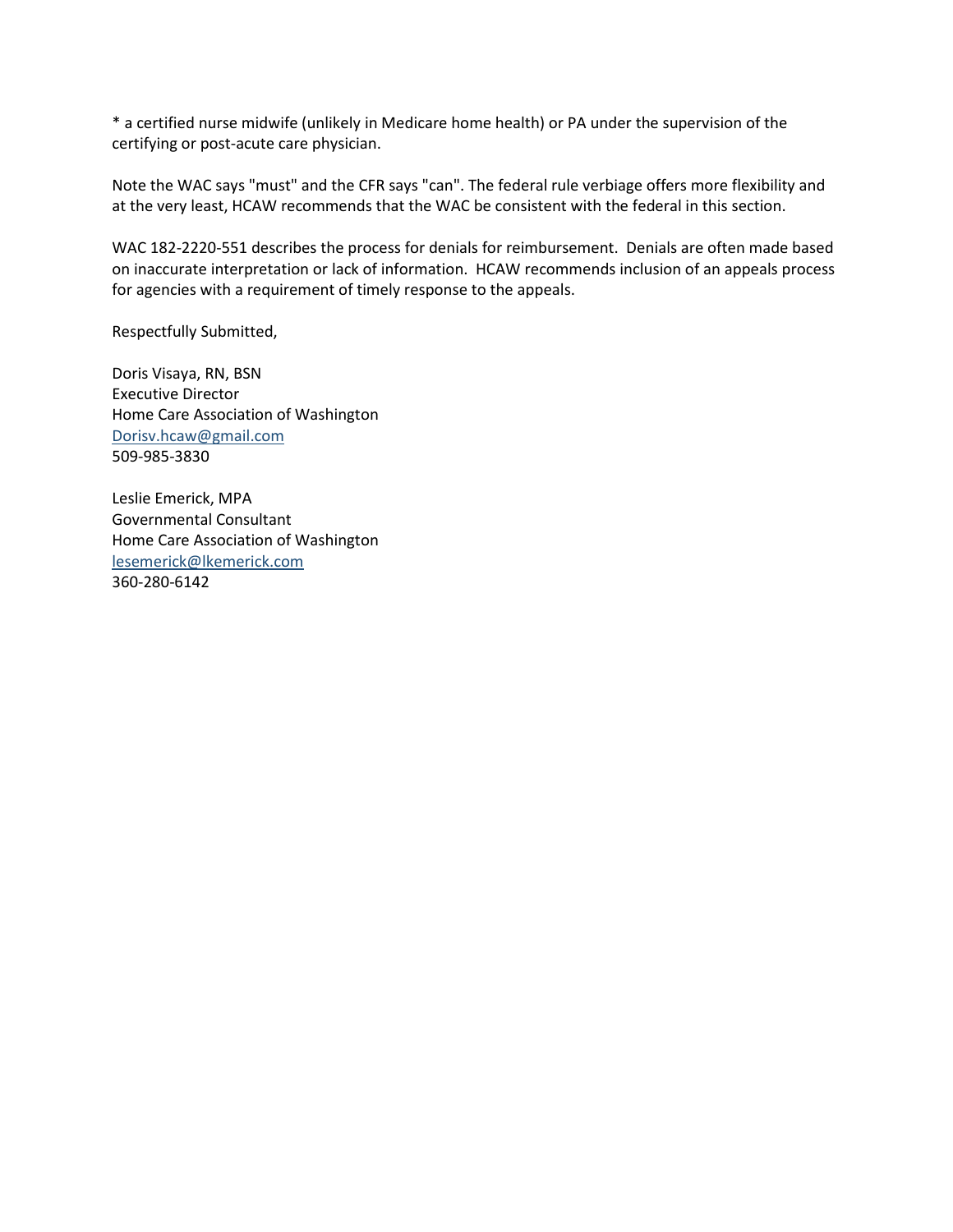* a certified nurse midwife (unlikely in Medicare home health) or PA under the supervision of the certifying or post-acute care physician.

Note the WAC says "must" and the CFR says "can". The federal rule verbiage offers more flexibility and at the very least, HCAW recommends that the WAC be consistent with the federal in this section.

WAC 182-2220-551 describes the process for denials for reimbursement. Denials are often made based on inaccurate interpretation or lack of information. HCAW recommends inclusion of an appeals process for agencies with a requirement of timely response to the appeals.

Respectfully Submitted,

Doris Visaya, RN, BSN
Executive Director
Home Care Association of Washington
Dorisv.hcaw@gmail.com
509-985-3830

Leslie Emerick, MPA
Governmental Consultant
Home Care Association of Washington
lesemerick@lkemerick.com
360-280-6142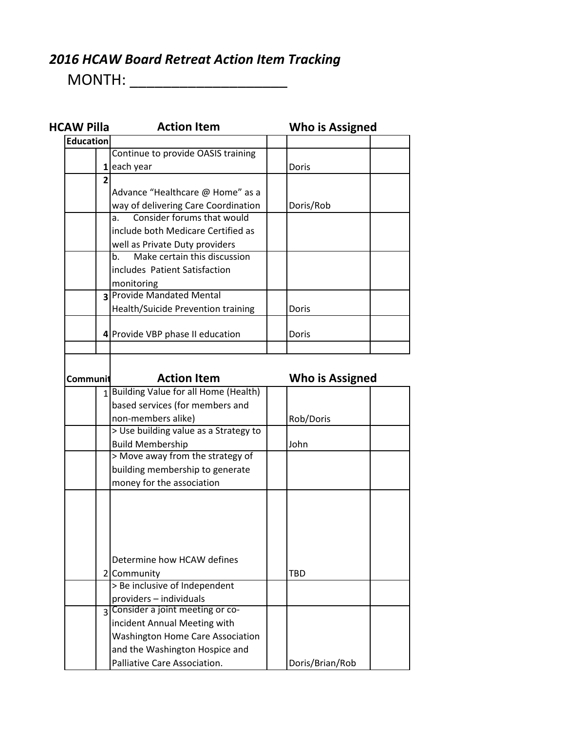## *2016 HCAW Board Retreat Action Item Tracking*

MONTH: ___________________

| HCAW Pilla | | Action Item | | Who is Assigned | |
|---|---|---|---|---|---|
| **Education** | | | | | |
| | **1** | Continue to provide OASIS training each year | | Doris | |
| | **2** | Advance "Healthcare @ Home" as a way of delivering Care Coordination | | Doris/Rob | |
| | | a. Consider forums that would include both Medicare Certified as well as Private Duty providers | | | |
| | | b. Make certain this discussion includes Patient Satisfaction monitoring | | | |
| | **3** | Provide Mandated Mental Health/Suicide Prevention training | | Doris | |
| | **4** | Provide VBP phase II education | | Doris | |
| | | | | | |

| Communit | | Action Item | | Who is Assigned | |
|---|---|---|---|---|---|
| | 1 | Building Value for all Home (Health) based services (for members and non-members alike) | | Rob/Doris | |
| | | > Use building value as a Strategy to Build Membership | | John | |
| | | > Move away from the strategy of building membership to generate money for the association | | | |
| | 2 | Determine how HCAW defines Community | | TBD | |
| | | > Be inclusive of Independent providers – individuals | | | |
| | 3 | Consider a joint meeting or co-incident Annual Meeting with Washington Home Care Association and the Washington Hospice and Palliative Care Association. | | Doris/Brian/Rob | |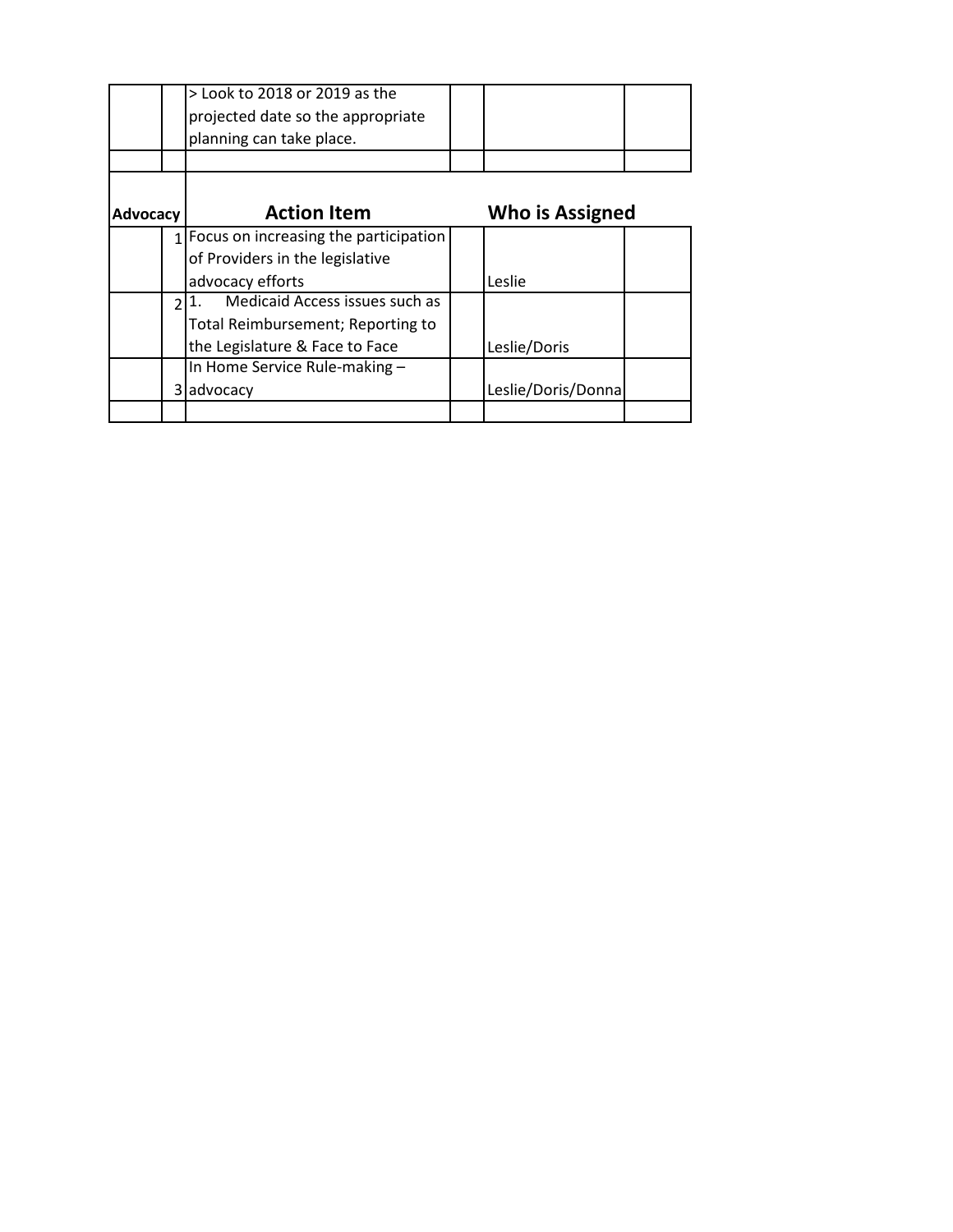| | | | | | |
|---|---|---|---|---|---|
| | | > Look to 2018 or 2019 as the projected date so the appropriate planning can take place. | | | |
| | | | | | |
| **Advocacy** | | **Action Item** | | **Who is Assigned** | |
| | 1 | Focus on increasing the participation of Providers in the legislative advocacy efforts | | Leslie | |
| | 2 | 1. Medicaid Access issues such as Total Reimbursement; Reporting to the Legislature & Face to Face | | Leslie/Doris | |
| | 3 | In Home Service Rule-making – advocacy | | Leslie/Doris/Donna | |
| | | | | | |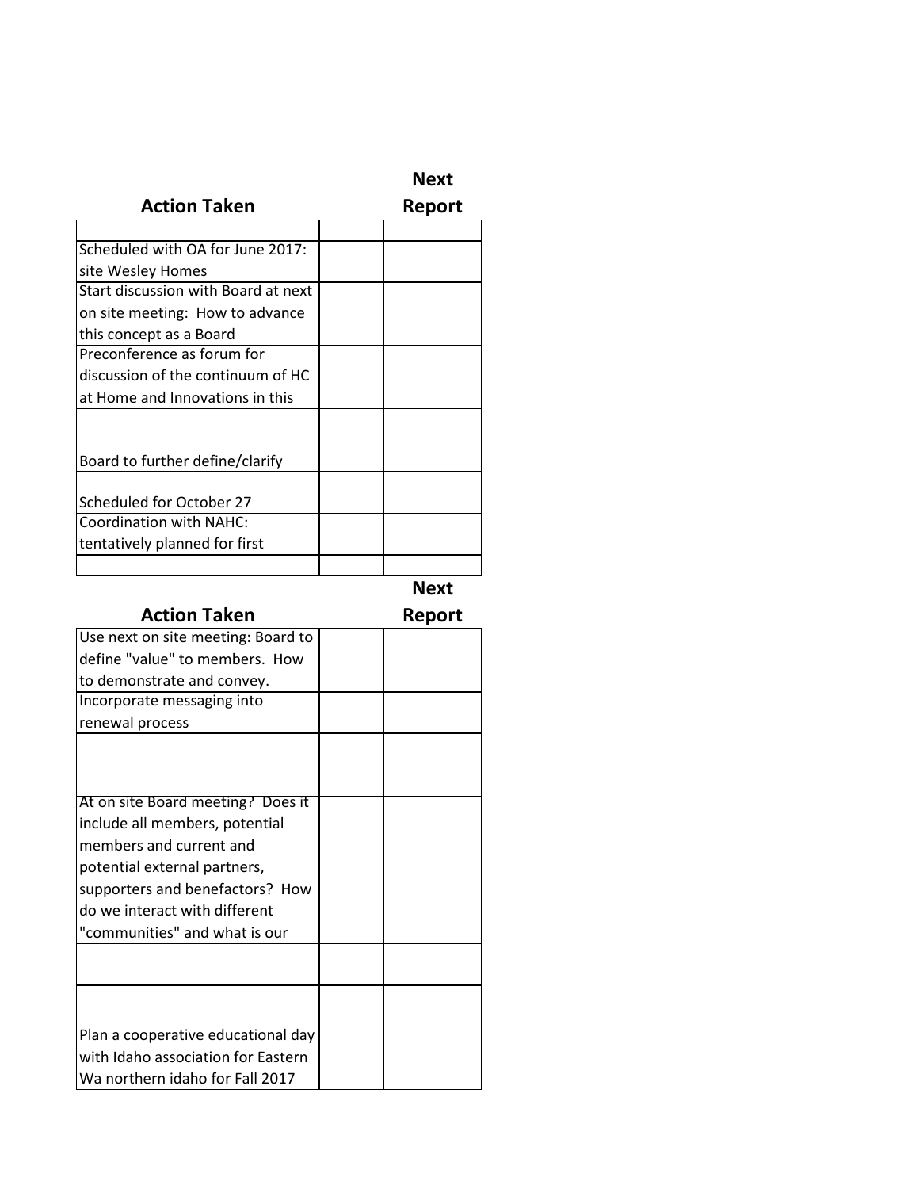| Action Taken | | Next Report |
|---|---|---|
| | | |
| Scheduled with OA for June 2017: site Wesley Homes | | |
| Start discussion with Board at next on site meeting: How to advance this concept as a Board | | |
| Preconference as forum for discussion of the continuum of HC at Home and Innovations in this | | |
| Board to further define/clarify | | |
| Scheduled for October 27 | | |
| Coordination with NAHC: tentatively planned for first | | |
| | | |

| Action Taken | | Next Report |
|---|---|---|
| Use next on site meeting: Board to define "value" to members. How to demonstrate and convey. | | |
| Incorporate messaging into renewal process | | |
| | | |
| At on site Board meeting? Does it include all members, potential members and current and potential external partners, supporters and benefactors? How do we interact with different "communities" and what is our | | |
| | | |
| Plan a cooperative educational day with Idaho association for Eastern Wa northern idaho for Fall 2017 | | |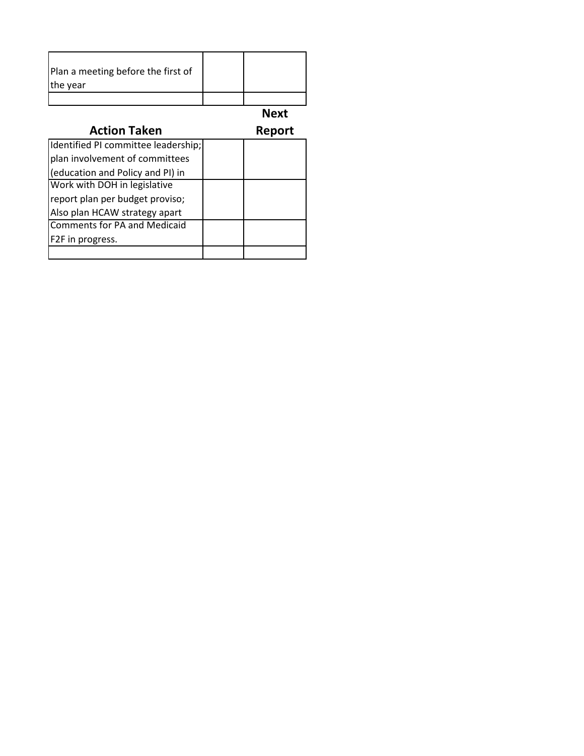| | | |
|---|---|---|
| Plan a meeting before the first of the year | | |
| | | |

| Action Taken | | Next Report |
|---|---|---|
| Identified PI committee leadership; plan involvement of committees (education and Policy and PI) in | | |
| Work with DOH in legislative report plan per budget proviso; Also plan HCAW strategy apart | | |
| Comments for PA and Medicaid F2F in progress. | | |
| | | |